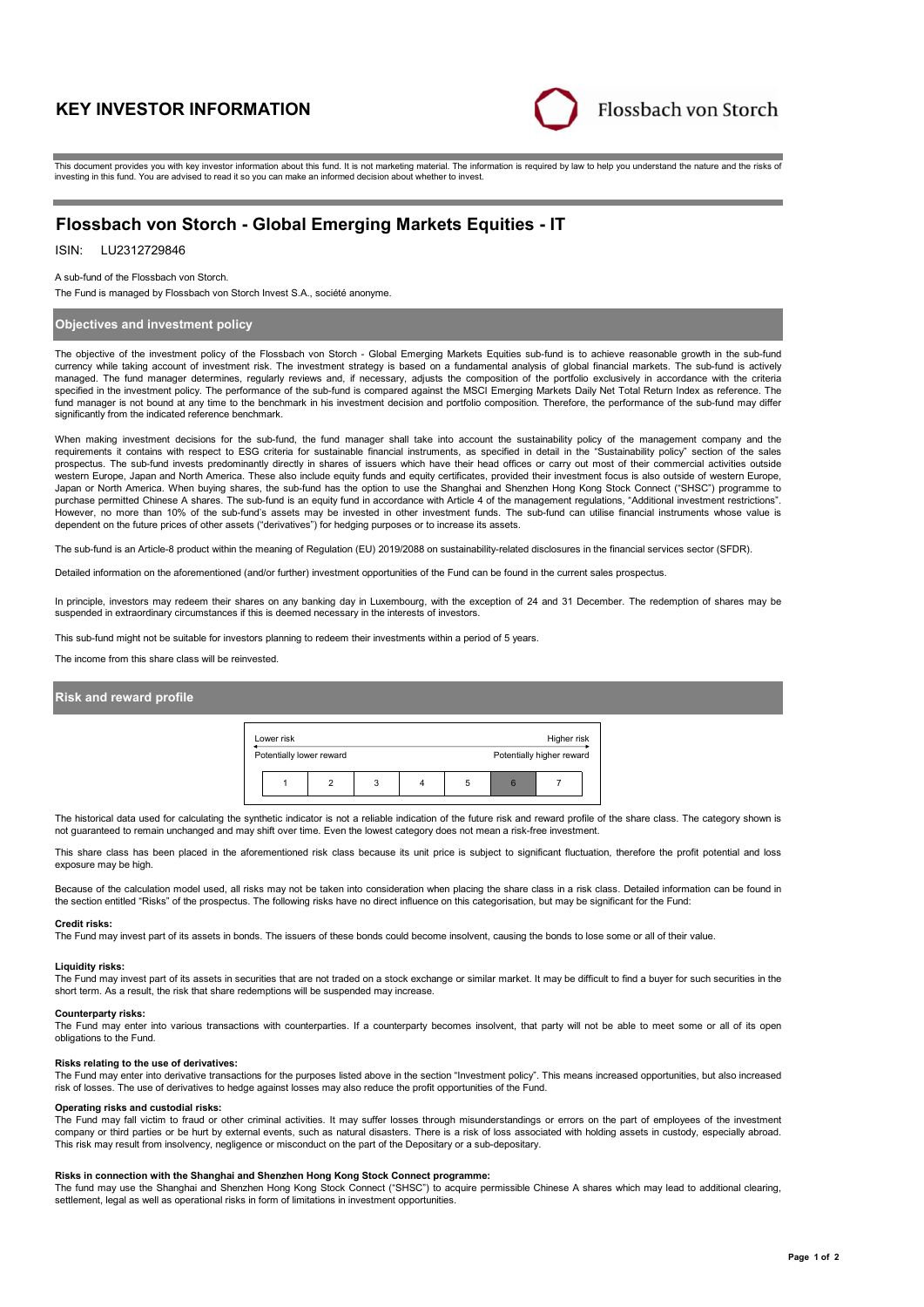# KEY INVESTOR INFORMATION

Flossbach von Storch

This document provides you with key investor information about this fund. It is not marketing material. The information is required by law to help you understand the nature and the risks of investing in this fund. You are advised to read it so you can make an informed decision about whether to invest.

## Flossbach von Storch - Global Emerging Markets Equities - IT

ISIN: LU2312729846

A sub-fund of the Flossbach von Storch.

The Fund is managed by Flossbach von Storch Invest S.A., société anonyme.

### Objectives and investment policy

The objective of the investment policy of the Flossbach von Storch - Global Emerging Markets Equities sub-fund is to achieve reasonable growth in the sub-fund currency while taking account of investment risk. The investment strategy is based on a fundamental analysis of global financial markets. The sub-fund is actively managed. The fund manager determines, regularly reviews and, if necessary, adjusts the composition of the portfolio exclusively in accordance with the criteria specified in the investment policy. The performance of the sub-fund is compared against the MSCI Emerging Markets Daily Net Total Return Index as reference. The fund manager is not bound at any time to the benchmark in his investment decision and portfolio composition. Therefore, the performance of the sub-fund may differ significantly from the indicated reference benchmark.

When making investment decisions for the sub-fund, the fund manager shall take into account the sustainability policy of the management company and the requirements it contains with respect to ESG criteria for sustainable financial instruments, as specified in detail in the "Sustainability policy" section of the sales prospectus. The sub-fund invests predominantly directly in shares of issuers which have their head offices or carry out most of their commercial activities outside western Europe, Japan and North America. These also include equity funds and equity certificates, provided their investment focus is also outside of western Europe, Japan or North America. When buying shares, the sub-fund has the option to use the Shanghai and Shenzhen Hong Kong Stock Connect ("SHSC") programme to purchase permitted Chinese A shares. The sub-fund is an equity fund in accordance with Article 4 of the management regulations, "Additional investment restrictions". However, no more than 10% of the sub-fund's assets may be invested in other investment funds. The sub-fund can utilise financial instruments whose value is dependent on the future prices of other assets ("derivatives") for hedging purposes or to increase its assets.

The sub-fund is an Article-8 product within the meaning of Regulation (EU) 2019/2088 on sustainability-related disclosures in the financial services sector (SFDR).

Detailed information on the aforementioned (and/or further) investment opportunities of the Fund can be found in the current sales prospectus.

In principle, investors may redeem their shares on any banking day in Luxembourg, with the exception of 24 and 31 December. The redemption of shares may be suspended in extraordinary circumstances if this is deemed necessary in the interests of investors.

This sub-fund might not be suitable for investors planning to redeem their investments within a period of 5 years.

The income from this share class will be reinvested.

### Risk and reward profile

| Lower risk | | | | | | Higher risk |
|---|---|---|---|---|---|---|
| Potentially lower reward | | | | | | Potentially higher reward |
| 1 | 2 | 3 | 4 | 5 | **6** | 7 |

The historical data used for calculating the synthetic indicator is not a reliable indication of the future risk and reward profile of the share class. The category shown is not guaranteed to remain unchanged and may shift over time. Even the lowest category does not mean a risk-free investment.

This share class has been placed in the aforementioned risk class because its unit price is subject to significant fluctuation, therefore the profit potential and loss exposure may be high.

Because of the calculation model used, all risks may not be taken into consideration when placing the share class in a risk class. Detailed information can be found in the section entitled "Risks" of the prospectus. The following risks have no direct influence on this categorisation, but may be significant for the Fund:

**Credit risks:**
The Fund may invest part of its assets in bonds. The issuers of these bonds could become insolvent, causing the bonds to lose some or all of their value.

**Liquidity risks:**
The Fund may invest part of its assets in securities that are not traded on a stock exchange or similar market. It may be difficult to find a buyer for such securities in the short term. As a result, the risk that share redemptions will be suspended may increase.

**Counterparty risks:**
The Fund may enter into various transactions with counterparties. If a counterparty becomes insolvent, that party will not be able to meet some or all of its open obligations to the Fund.

**Risks relating to the use of derivatives:**
The Fund may enter into derivative transactions for the purposes listed above in the section "Investment policy". This means increased opportunities, but also increased risk of losses. The use of derivatives to hedge against losses may also reduce the profit opportunities of the Fund.

**Operating risks and custodial risks:**
The Fund may fall victim to fraud or other criminal activities. It may suffer losses through misunderstandings or errors on the part of employees of the investment company or third parties or be hurt by external events, such as natural disasters. There is a risk of loss associated with holding assets in custody, especially abroad. This risk may result from insolvency, negligence or misconduct on the part of the Depositary or a sub-depositary.

**Risks in connection with the Shanghai and Shenzhen Hong Kong Stock Connect programme:**
The fund may use the Shanghai and Shenzhen Hong Kong Stock Connect ("SHSC") to acquire permissible Chinese A shares which may lead to additional clearing, settlement, legal as well as operational risks in form of limitations in investment opportunities.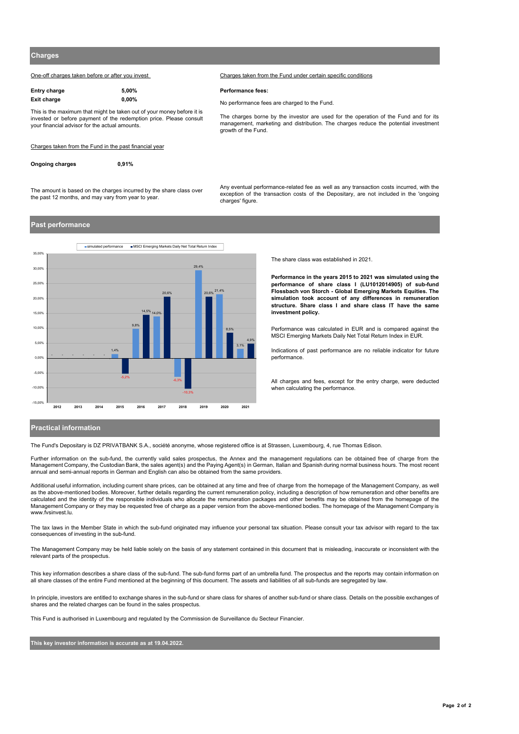## Charges

One-off charges taken before or after you invest

| | |
|---|---|
| **Entry charge** | **5,00%** |
| **Exit charge** | **0,00%** |

This is the maximum that might be taken out of your money before it is invested or before payment of the redemption price. Please consult your financial advisor for the actual amounts.

Charges taken from the Fund in the past financial year

| | |
|---|---|
| **Ongoing charges** | **0,91%** |

The amount is based on the charges incurred by the share class over the past 12 months, and may vary from year to year.

Charges taken from the Fund under certain specific conditions

**Performance fees:**

No performance fees are charged to the Fund.

The charges borne by the investor are used for the operation of the Fund and for its management, marketing and distribution. The charges reduce the potential investment growth of the Fund.

Any eventual performance-related fee as well as any transaction costs incurred, with the exception of the transaction costs of the Depositary, are not included in the 'ongoing charges' figure.

## Past performance

simulated performance
MSCI Emerging Markets Daily Net Total Return Index

35,00%
30,00%
25,00%
20,00%
15,00%
10,00%
5,00%
0,00%
-5,00%
-10,00%
-15,00%

1,4%
-5,2%
9,8%
14,5%
14,0%
20,6%
-6,3%
-10,3%
29,4%
20,6%
21,4%
8,5%
3,1%
4,9%

2012
2013
2014
2015
2016
2017
2018
2019
2020
2021

The share class was established in 2021.

**Performance in the years 2015 to 2021 was simulated using the performance of share class I (LU1012014905) of sub-fund Flossbach von Storch - Global Emerging Markets Equities. The simulation took account of any differences in remuneration structure. Share class I and share class IT have the same investment policy.**

Performance was calculated in EUR and is compared against the MSCI Emerging Markets Daily Net Total Return Index in EUR.

Indications of past performance are no reliable indicator for future performance.

All charges and fees, except for the entry charge, were deducted when calculating the performance.

## Practical information

The Fund's Depositary is DZ PRIVATBANK S.A., société anonyme, whose registered office is at Strassen, Luxembourg, 4, rue Thomas Edison.

Further information on the sub-fund, the currently valid sales prospectus, the Annex and the management regulations can be obtained free of charge from the Management Company, the Custodian Bank, the sales agent(s) and the Paying Agent(s) in German, Italian and Spanish during normal business hours. The most recent annual and semi-annual reports in German and English can also be obtained from the same providers.

Additional useful information, including current share prices, can be obtained at any time and free of charge from the homepage of the Management Company, as well as the above-mentioned bodies. Moreover, further details regarding the current remuneration policy, including a description of how remuneration and other benefits are calculated and the identity of the responsible individuals who allocate the remuneration packages and other benefits may be obtained from the homepage of the Management Company or they may be requested free of charge as a paper version from the above-mentioned bodies. The homepage of the Management Company is www.fvsinvest.lu.

The tax laws in the Member State in which the sub-fund originated may influence your personal tax situation. Please consult your tax advisor with regard to the tax consequences of investing in the sub-fund.

The Management Company may be held liable solely on the basis of any statement contained in this document that is misleading, inaccurate or inconsistent with the relevant parts of the prospectus.

This key information describes a share class of the sub-fund. The sub-fund forms part of an umbrella fund. The prospectus and the reports may contain information on all share classes of the entire Fund mentioned at the beginning of this document. The assets and liabilities of all sub-funds are segregated by law.

In principle, investors are entitled to exchange shares in the sub-fund or share class for shares of another sub-fund or share class. Details on the possible exchanges of shares and the related charges can be found in the sales prospectus.

This Fund is authorised in Luxembourg and regulated by the Commission de Surveillance du Secteur Financier.

**This key investor information is accurate as at 19.04.2022.**